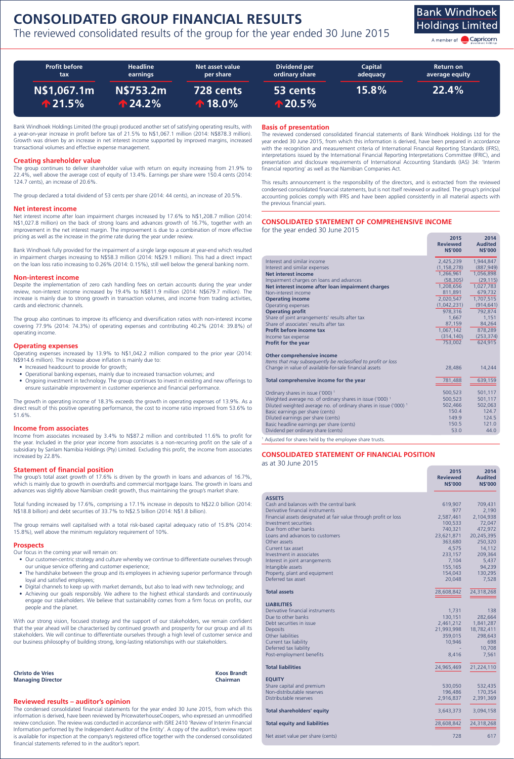# CONSOLIDATED GROUP FINANCIAL RESULTS

The reviewed consolidated results of the group for the year ended 30 June 2015

Bank Windhoek Holdings Limited

A member of Capricorn

| Profit before tax | Headline earnings | Net asset value per share | Dividend per ordinary share | Capital adequacy | Return on average equity |
|---|---|---|---|---|---|
| N$1,067.1m | N$753.2m | 728 cents | 53 cents | 15.8% | 22.4% |
| ↑21.5% | ↑24.2% | ↑18.0% | ↑20.5% | | |

Bank Windhoek Holdings Limited (the group) produced another set of satisfying operating results, with a year-on-year increase in profit before tax of 21.5% to N$1,067.1 million (2014: N$878.3 million). Growth was driven by an increase in net interest income supported by improved margins, increased transactional volumes and effective expense management.

## Creating shareholder value

The group continues to deliver shareholder value with return on equity increasing from 21.9% to 22.4%, well above the average cost of equity of 13.4%. Earnings per share were 150.4 cents (2014: 124.7 cents), an increase of 20.6%.

The group declared a total dividend of 53 cents per share (2014: 44 cents), an increase of 20.5%.

## Net interest income

Net interest income after loan impairment charges increased by 17.6% to N$1,208.7 million (2014: N$1,027.8 million) on the back of strong loans and advances growth of 16.7%, together with an improvement in the net interest margin. The improvement is due to a combination of more effective pricing as well as the increase in the prime rate during the year under review.

Bank Windhoek fully provided for the impairment of a single large exposure at year-end which resulted in impairment charges increasing to N$58.3 million (2014: N$29.1 million). This had a direct impact on the loan loss ratio increasing to 0.26% (2014: 0.15%), still well below the general banking norm.

## Non-interest income

Despite the implementation of zero cash handling fees on certain accounts during the year under review, non-interest income increased by 19.4% to N$811.9 million (2014: N$679.7 million). The increase is mainly due to strong growth in transaction volumes, and income from trading activities, cards and electronic channels.

The group also continues to improve its efficiency and diversification ratios with non-interest income covering 77.9% (2014: 74.3%) of operating expenses and contributing 40.2% (2014: 39.8%) of operating income.

## Operating expenses

Operating expenses increased by 13.9% to N$1,042.2 million compared to the prior year (2014: N$914.6 million). The increase above inflation is mainly due to:

- Increased headcount to provide for growth;
- Operational banking expenses, mainly due to increased transaction volumes; and
- Ongoing investment in technology. The group continues to invest in existing and new offerings to ensure sustainable improvement in customer experience and financial performance.

The growth in operating income of 18.3% exceeds the growth in operating expenses of 13.9%. As a direct result of this positive operating performance, the cost to income ratio improved from 53.6% to 51.6%.

## Income from associates

Income from associates increased by 3.4% to N$87.2 million and contributed 11.6% to profit for the year. Included in the prior year income from associates is a non-recurring profit on the sale of a subsidiary by Sanlam Namibia Holdings (Pty) Limited. Excluding this profit, the income from associates increased by 22.8%.

## Statement of financial position

The group's total asset growth of 17.6% is driven by the growth in loans and advances of 16.7%, which is mainly due to growth in overdrafts and commercial mortgage loans. The growth in loans and advances was slightly above Namibian credit growth, thus maintaining the group's market share.

Total funding increased by 17.6%, comprising a 17.1% increase in deposits to N$22.0 billion (2014: N$18.8 billion) and debt securities of 33.7% to N$2.5 billion (2014: N$1.8 billion).

The group remains well capitalised with a total risk-based capital adequacy ratio of 15.8% (2014: 15.8%), well above the minimum regulatory requirement of 10%.

## Prospects

Our focus in the coming year will remain on:

- Our customer-centric strategy and culture whereby we continue to differentiate ourselves through our unique service offering and customer experience;
- The handshake between the group and its employees in achieving superior performance through loyal and satisfied employees;
- Digital channels to keep up with market demands, but also to lead with new technology; and
- Achieving our goals responsibly. We adhere to the highest ethical standards and continuously engage our stakeholders. We believe that sustainability comes from a firm focus on profits, our people and the planet.

With our strong vision, focused strategy and the support of our stakeholders, we remain confident that the year ahead will be characterised by continued growth and prosperity for our group and all its stakeholders. We will continue to differentiate ourselves through a high level of customer service and our business philosophy of building strong, long-lasting relationships with our stakeholders.

**Christo de Vries**
**Managing Director**

**Koos Brandt**
**Chairman**

## Reviewed results – auditor's opinion

The condensed consolidated financial statements for the year ended 30 June 2015, from which this information is derived, have been reviewed by PricewaterhouseCoopers, who expressed an unmodified review conclusion. The review was conducted in accordance with ISRE 2410 'Review of Interim Financial Information performed by the Independent Auditor of the Entity'. A copy of the auditor's review report is available for inspection at the company's registered office together with the condensed consolidated financial statements referred to in the auditor's report.

## Basis of presentation

The reviewed condensed consolidated financial statements of Bank Windhoek Holdings Ltd for the year ended 30 June 2015, from which this information is derived, have been prepared in accordance with the recognition and measurement criteria of International Financial Reporting Standards (IFRS), interpretations issued by the International Financial Reporting Interpretations Committee (IFRIC), and presentation and disclosure requirements of International Accounting Standards (IAS) 34: 'Interim financial reporting' as well as the Namibian Companies Act.

This results announcement is the responsibility of the directors, and is extracted from the reviewed condensed consolidated financial statements, but is not itself reviewed or audited. The group's principal accounting policies comply with IFRS and have been applied consistently in all material aspects with the previous financial years.

## CONSOLIDATED STATEMENT OF COMPREHENSIVE INCOME

for the year ended 30 June 2015

| | 2015 Reviewed N$'000 | 2014 Audited N$'000 |
|---|---|---|
| Interest and similar income | 2,425,239 | 1,944,847 |
| Interest and similar expenses | (1,158,278) | (887,949) |
| **Net interest income** | 1,266,961 | 1,056,898 |
| Impairment charges on loans and advances | (58,305) | (29,115) |
| **Net interest income after loan impairment charges** | 1,208,656 | 1,027,783 |
| Non-interest income | 811,891 | 679,732 |
| **Operating income** | 2,020,547 | 1,707,515 |
| Operating expenses | (1,042,231) | (914,641) |
| **Operating profit** | 978,316 | 792,874 |
| Share of joint arrangements' results after tax | 1,667 | 1,151 |
| Share of associates' results after tax | 87,159 | 84,264 |
| **Profit before income tax** | 1,067,142 | 878,289 |
| Income tax expense | (314,140) | (253,374) |
| **Profit for the year** | 753,002 | 624,915 |
| | | |
| **Other comprehensive income** | | |
| *Items that may subsequently be reclassified to profit or loss* | | |
| Change in value of available-for-sale financial assets | 28,486 | 14,244 |
| | | |
| **Total comprehensive income for the year** | 781,488 | 639,159 |
| | | |
| Ordinary shares in issue ('000) [1] | 500,523 | 501,117 |
| Weighted average no. of ordinary shares in issue ('000) [1] | 500,523 | 501,117 |
| Diluted weighted average no. of ordinary shares in issue ('000) [1] | 502,466 | 502,063 |
| Basic earnings per share (cents) | 150.4 | 124.7 |
| Diluted earnings per share (cents) | 149.9 | 124.5 |
| Basic headline earnings per share (cents) | 150.5 | 121.0 |
| Dividend per ordinary share (cents) | 53.0 | 44.0 |

[1] Adjusted for shares held by the employee share trusts.

## CONSOLIDATED STATEMENT OF FINANCIAL POSITION

as at 30 June 2015

| | 2015 Reviewed N$'000 | 2014 Audited N$'000 |
|---|---|---|
| **ASSETS** | | |
| Cash and balances with the central bank | 619,907 | 709,431 |
| Derivative financial instruments | 977 | 2,190 |
| Financial assets designated at fair value through profit or loss | 2,587,461 | 2,104,938 |
| Investment securities | 100,533 | 72,047 |
| Due from other banks | 740,321 | 472,972 |
| Loans and advances to customers | 23,621,871 | 20,245,395 |
| Other assets | 363,680 | 250,320 |
| Current tax asset | 4,575 | 14,112 |
| Investment in associates | 233,157 | 209,364 |
| Interest in joint arrangements | 7,104 | 5,437 |
| Intangible assets | 155,165 | 94,239 |
| Property, plant and equipment | 154,043 | 130,295 |
| Deferred tax asset | 20,048 | 7,528 |
| | | |
| **Total assets** | 28,608,842 | 24,318,268 |
| | | |
| **LIABILITIES** | | |
| Derivative financial instruments | 1,731 | 138 |
| Due to other banks | 130,151 | 282,664 |
| Debt securities in issue | 2,461,212 | 1,841,287 |
| Deposits | 21,993,998 | 18,782,411 |
| Other liabilities | 359,015 | 298,643 |
| Current tax liability | 10,946 | 698 |
| Deferred tax liability | - | 10,708 |
| Post-employment benefits | 8,416 | 7,561 |
| | | |
| **Total liabilities** | 24,965,469 | 21,224,110 |
| | | |
| **EQUITY** | | |
| Share capital and premium | 530,050 | 532,435 |
| Non-distributable reserves | 196,486 | 170,354 |
| Distributable reserves | 2,916,837 | 2,391,369 |
| | | |
| **Total shareholders' equity** | 3,643,373 | 3,094,158 |
| | | |
| **Total equity and liabilities** | 28,608,842 | 24,318,268 |
| | | |
| Net asset value per share (cents) | 728 | 617 |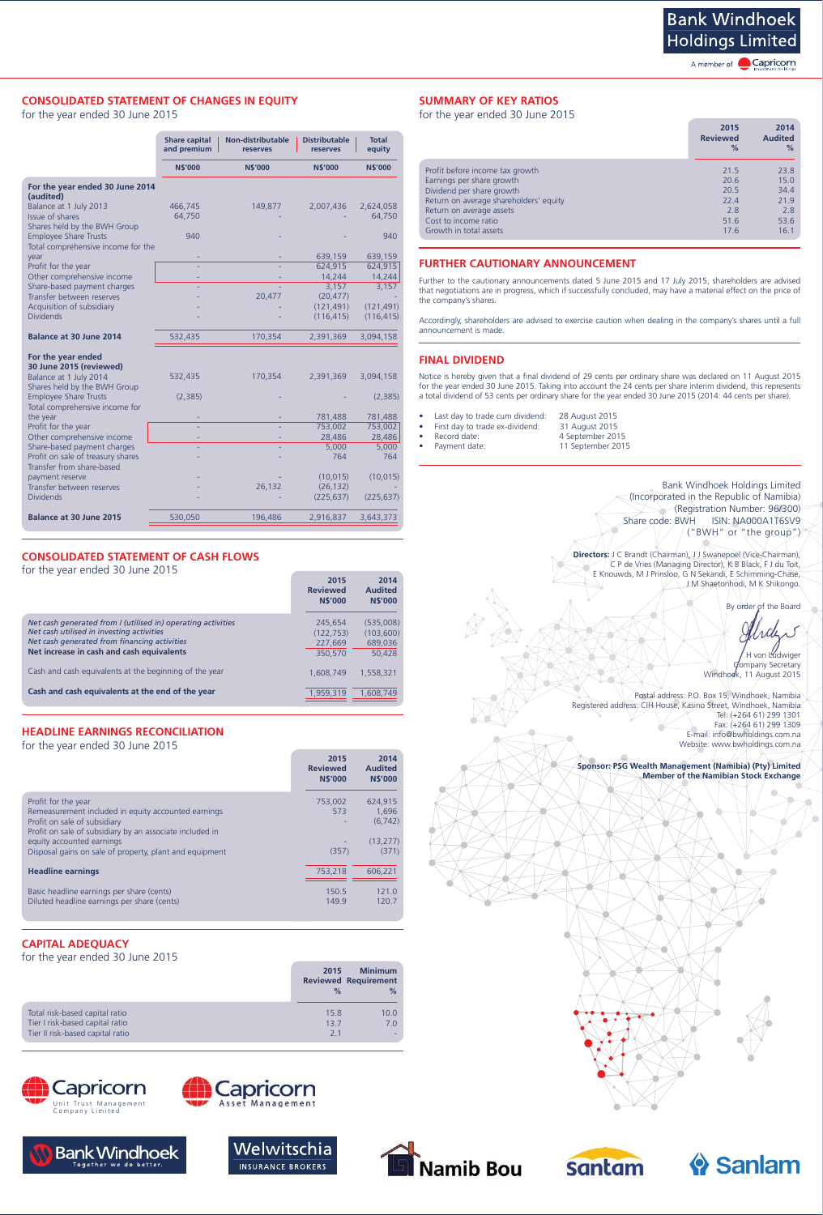Bank Windhoek Holdings Limited

A member of Capricorn Investment Holdings

## CONSOLIDATED STATEMENT OF CHANGES IN EQUITY

for the year ended 30 June 2015

| | Share capital and premium | Non-distributable reserves | Distributable reserves | Total equity |
|---|---|---|---|---|
| | N$'000 | N$'000 | N$'000 | N$'000 |
| **For the year ended 30 June 2014 (audited)** | | | | |
| Balance at 1 July 2013 | 466,745 | 149,877 | 2,007,436 | 2,624,058 |
| Issue of shares | 64,750 | - | - | 64,750 |
| Shares held by the BWH Group Employee Share Trusts | 940 | - | - | 940 |
| Total comprehensive income for the year | - | - | 639,159 | 639,159 |
| Profit for the year | - | - | 624,915 | 624,915 |
| Other comprehensive income | - | - | 14,244 | 14,244 |
| Share-based payment charges | - | - | 3,157 | 3,157 |
| Transfer between reserves | - | 20,477 | (20,477) | - |
| Acquisition of subsidiary | - | - | (121,491) | (121,491) |
| Dividends | - | - | (116,415) | (116,415) |
| **Balance at 30 June 2014** | 532,435 | 170,354 | 2,391,369 | 3,094,158 |
| **For the year ended 30 June 2015 (reviewed)** | | | | |
| Balance at 1 July 2014 | 532,435 | 170,354 | 2,391,369 | 3,094,158 |
| Shares held by the BWH Group Employee Share Trusts | (2,385) | - | - | (2,385) |
| Total comprehensive income for the year | - | - | 781,488 | 781,488 |
| Profit for the year | - | - | 753,002 | 753,002 |
| Other comprehensive income | - | - | 28,486 | 28,486 |
| Share-based payment charges | - | - | 5,000 | 5,000 |
| Profit on sale of treasury shares | - | - | 764 | 764 |
| Transfer from share-based payment reserve | - | - | (10,015) | (10,015) |
| Transfer between reserves | - | 26,132 | (26,132) | - |
| Dividends | - | - | (225,637) | (225,637) |
| **Balance at 30 June 2015** | 530,050 | 196,486 | 2,916,837 | 3,643,373 |

## CONSOLIDATED STATEMENT OF CASH FLOWS

for the year ended 30 June 2015

| | 2015 Reviewed N$'000 | 2014 Audited N$'000 |
|---|---|---|
| *Net cash generated from / (utilised in) operating activities* | 245,654 | (535,008) |
| *Net cash utilised in investing activities* | (122,753) | (103,600) |
| *Net cash generated from financing activities* | 227,669 | 689,036 |
| **Net increase in cash and cash equivalents** | 350,570 | 50,428 |
| Cash and cash equivalents at the beginning of the year | 1,608,749 | 1,558,321 |
| **Cash and cash equivalents at the end of the year** | 1,959,319 | 1,608,749 |

## HEADLINE EARNINGS RECONCILIATION

for the year ended 30 June 2015

| | 2015 Reviewed N$'000 | 2014 Audited N$'000 |
|---|---|---|
| Profit for the year | 753,002 | 624,915 |
| Remeasurement included in equity accounted earnings | 573 | 1,696 |
| Profit on sale of subsidiary | - | (6,742) |
| Profit on sale of subsidiary by an associate included in equity accounted earnings | - | (13,277) |
| Disposal gains on sale of property, plant and equipment | (357) | (371) |
| **Headline earnings** | 753,218 | 606,221 |
| Basic headline earnings per share (cents) | 150.5 | 121.0 |
| Diluted headline earnings per share (cents) | 149.9 | 120.7 |

## CAPITAL ADEQUACY

for the year ended 30 June 2015

| | 2015 Reviewed % | Minimum Requirement % |
|---|---|---|
| Total risk-based capital ratio | 15.8 | 10.0 |
| Tier I risk-based capital ratio | 13.7 | 7.0 |
| Tier II risk-based capital ratio | 2.1 | - |

## SUMMARY OF KEY RATIOS

for the year ended 30 June 2015

| | 2015 Reviewed % | 2014 Audited % |
|---|---|---|
| Profit before income tax growth | 21.5 | 23.8 |
| Earnings per share growth | 20.6 | 15.0 |
| Dividend per share growth | 20.5 | 34.4 |
| Return on average shareholders' equity | 22.4 | 21.9 |
| Return on average assets | 2.8 | 2.8 |
| Cost to income ratio | 51.6 | 53.6 |
| Growth in total assets | 17.6 | 16.1 |

## FURTHER CAUTIONARY ANNOUNCEMENT

Further to the cautionary announcements dated 5 June 2015 and 17 July 2015, shareholders are advised that negotiations are in progress, which if successfully concluded, may have a material effect on the price of the company's shares.

Accordingly, shareholders are advised to exercise caution when dealing in the company's shares until a full announcement is made.

## FINAL DIVIDEND

Notice is hereby given that a final dividend of 29 cents per ordinary share was declared on 11 August 2015 for the year ended 30 June 2015. Taking into account the 24 cents per share interim dividend, this represents a total dividend of 53 cents per ordinary share for the year ended 30 June 2015 (2014: 44 cents per share).

- Last day to trade cum dividend: 28 August 2015
- First day to trade ex-dividend: 31 August 2015
- Record date: 4 September 2015
- Payment date: 11 September 2015

Bank Windhoek Holdings Limited
(Incorporated in the Republic of Namibia)
(Registration Number: 96/300)
Share code: BWH ISIN: NA000A1T6SV9
("BWH" or "the group")

**Directors:** J C Brandt (Chairman), J J Swanepoel (Vice-Chairman), C P de Vries (Managing Director), K B Black, F J du Toit, E Knouwds, M J Prinsloo, G N Sekandi, E Schimming-Chase, J M Shaetonhodi, M K Shikongo.

By order of the Board

H von Ludwiger
Company Secretary
Windhoek, 11 August 2015

Postal address: P.O. Box 15, Windhoek, Namibia
Registered address: CIH House, Kasino Street, Windhoek, Namibia
Tel: (+264 61) 299 1301
Fax: (+264 61) 299 1309
E-mail: info@bwholdings.com.na
Website: www.bwholdings.com.na

**Sponsor: PSG Wealth Management (Namibia) (Pty) Limited**
**Member of the Namibian Stock Exchange**

Capricorn Unit Trust Management Company Limited | Capricorn Asset Management | Bank Windhoek Together we do better. | Welwitschia Insurance Brokers | Namib Bou | Santam | Sanlam